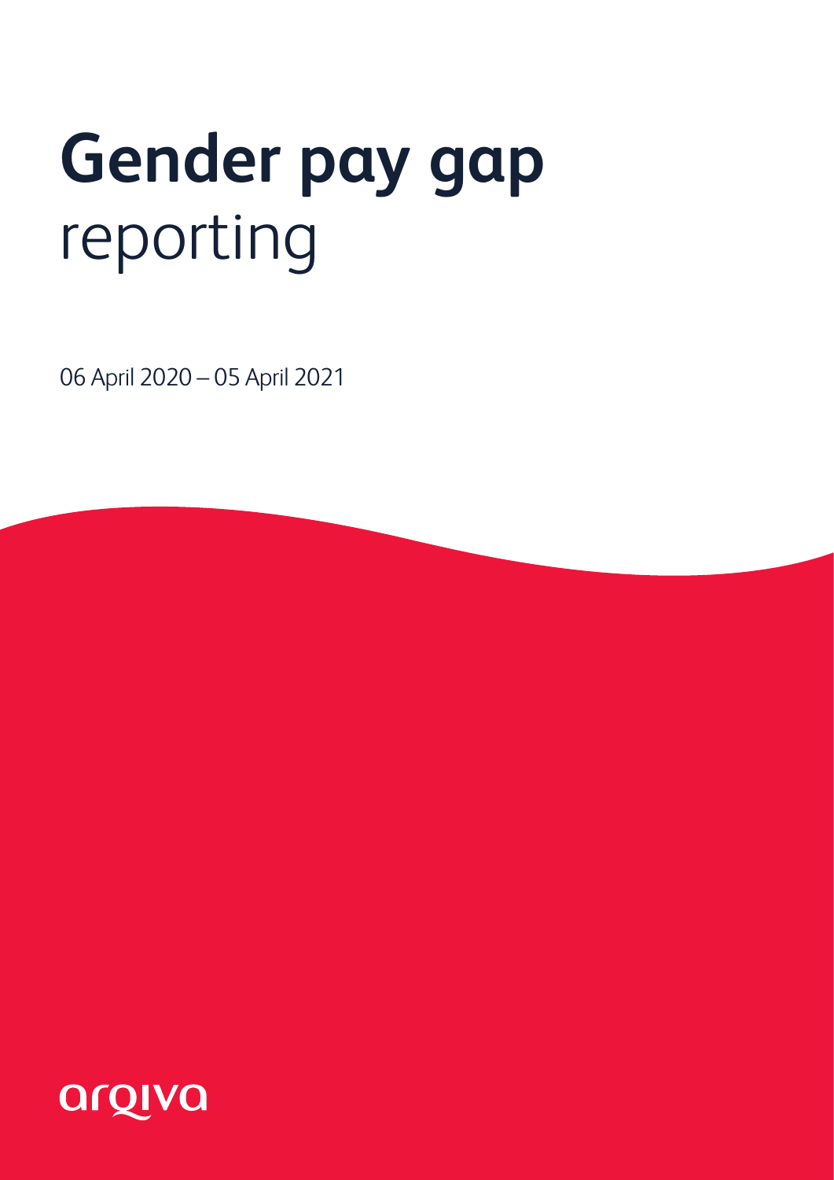# **Gender pay gap** reporting

06 April 2020 – 05 April 2021

arqiva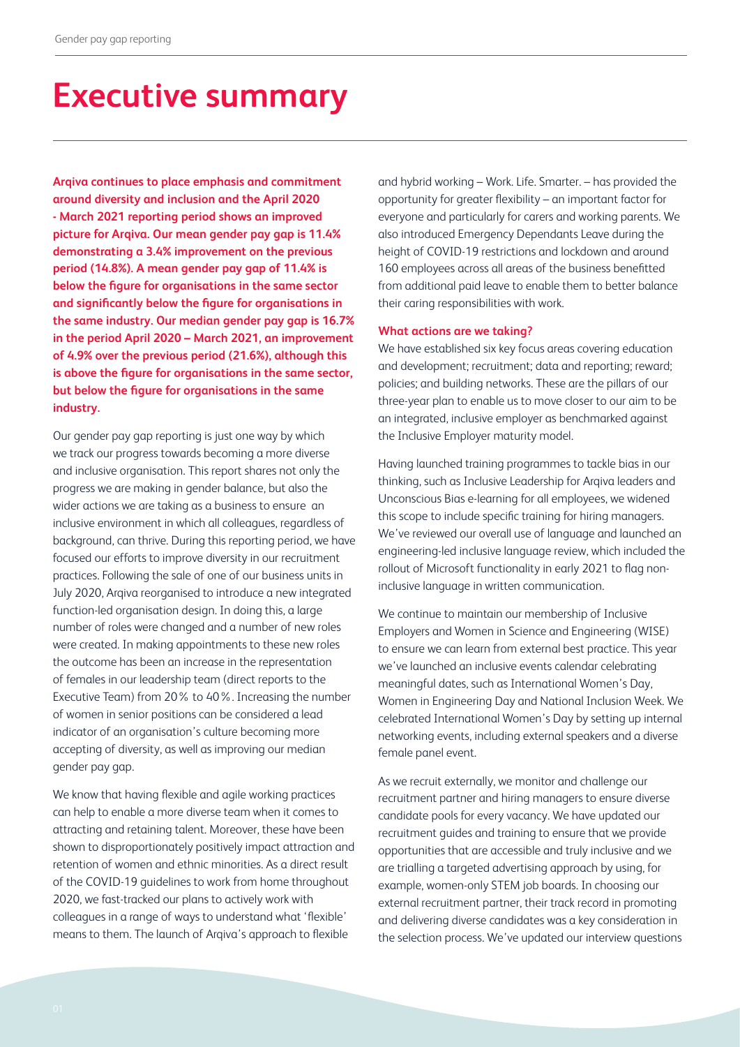# Executive summary

**Arqiva continues to place emphasis and commitment around diversity and inclusion and the April 2020 - March 2021 reporting period shows an improved picture for Arqiva. Our mean gender pay gap is 11.4% demonstrating a 3.4% improvement on the previous period (14.8%). A mean gender pay gap of 11.4% is below the figure for organisations in the same sector and significantly below the figure for organisations in the same industry. Our median gender pay gap is 16.7% in the period April 2020 – March 2021, an improvement of 4.9% over the previous period (21.6%), although this is above the figure for organisations in the same sector, but below the figure for organisations in the same industry.**

Our gender pay gap reporting is just one way by which we track our progress towards becoming a more diverse and inclusive organisation. This report shares not only the progress we are making in gender balance, but also the wider actions we are taking as a business to ensure an inclusive environment in which all colleagues, regardless of background, can thrive. During this reporting period, we have focused our efforts to improve diversity in our recruitment practices. Following the sale of one of our business units in July 2020, Arqiva reorganised to introduce a new integrated function-led organisation design. In doing this, a large number of roles were changed and a number of new roles were created. In making appointments to these new roles the outcome has been an increase in the representation of females in our leadership team (direct reports to the Executive Team) from 20% to 40%. Increasing the number of women in senior positions can be considered a lead indicator of an organisation's culture becoming more accepting of diversity, as well as improving our median gender pay gap.

We know that having flexible and agile working practices can help to enable a more diverse team when it comes to attracting and retaining talent. Moreover, these have been shown to disproportionately positively impact attraction and retention of women and ethnic minorities. As a direct result of the COVID-19 guidelines to work from home throughout 2020, we fast-tracked our plans to actively work with colleagues in a range of ways to understand what 'flexible' means to them. The launch of Arqiva's approach to flexible and hybrid working – Work. Life. Smarter. – has provided the opportunity for greater flexibility – an important factor for everyone and particularly for carers and working parents. We also introduced Emergency Dependants Leave during the height of COVID-19 restrictions and lockdown and around 160 employees across all areas of the business benefitted from additional paid leave to enable them to better balance their caring responsibilities with work.

### What actions are we taking?

We have established six key focus areas covering education and development; recruitment; data and reporting; reward; policies; and building networks. These are the pillars of our three-year plan to enable us to move closer to our aim to be an integrated, inclusive employer as benchmarked against the Inclusive Employer maturity model.

Having launched training programmes to tackle bias in our thinking, such as Inclusive Leadership for Arqiva leaders and Unconscious Bias e-learning for all employees, we widened this scope to include specific training for hiring managers. We've reviewed our overall use of language and launched an engineering-led inclusive language review, which included the rollout of Microsoft functionality in early 2021 to flag non-inclusive language in written communication.

We continue to maintain our membership of Inclusive Employers and Women in Science and Engineering (WISE) to ensure we can learn from external best practice. This year we've launched an inclusive events calendar celebrating meaningful dates, such as International Women's Day, Women in Engineering Day and National Inclusion Week. We celebrated International Women's Day by setting up internal networking events, including external speakers and a diverse female panel event.

As we recruit externally, we monitor and challenge our recruitment partner and hiring managers to ensure diverse candidate pools for every vacancy. We have updated our recruitment guides and training to ensure that we provide opportunities that are accessible and truly inclusive and we are trialling a targeted advertising approach by using, for example, women-only STEM job boards. In choosing our external recruitment partner, their track record in promoting and delivering diverse candidates was a key consideration in the selection process. We've updated our interview questions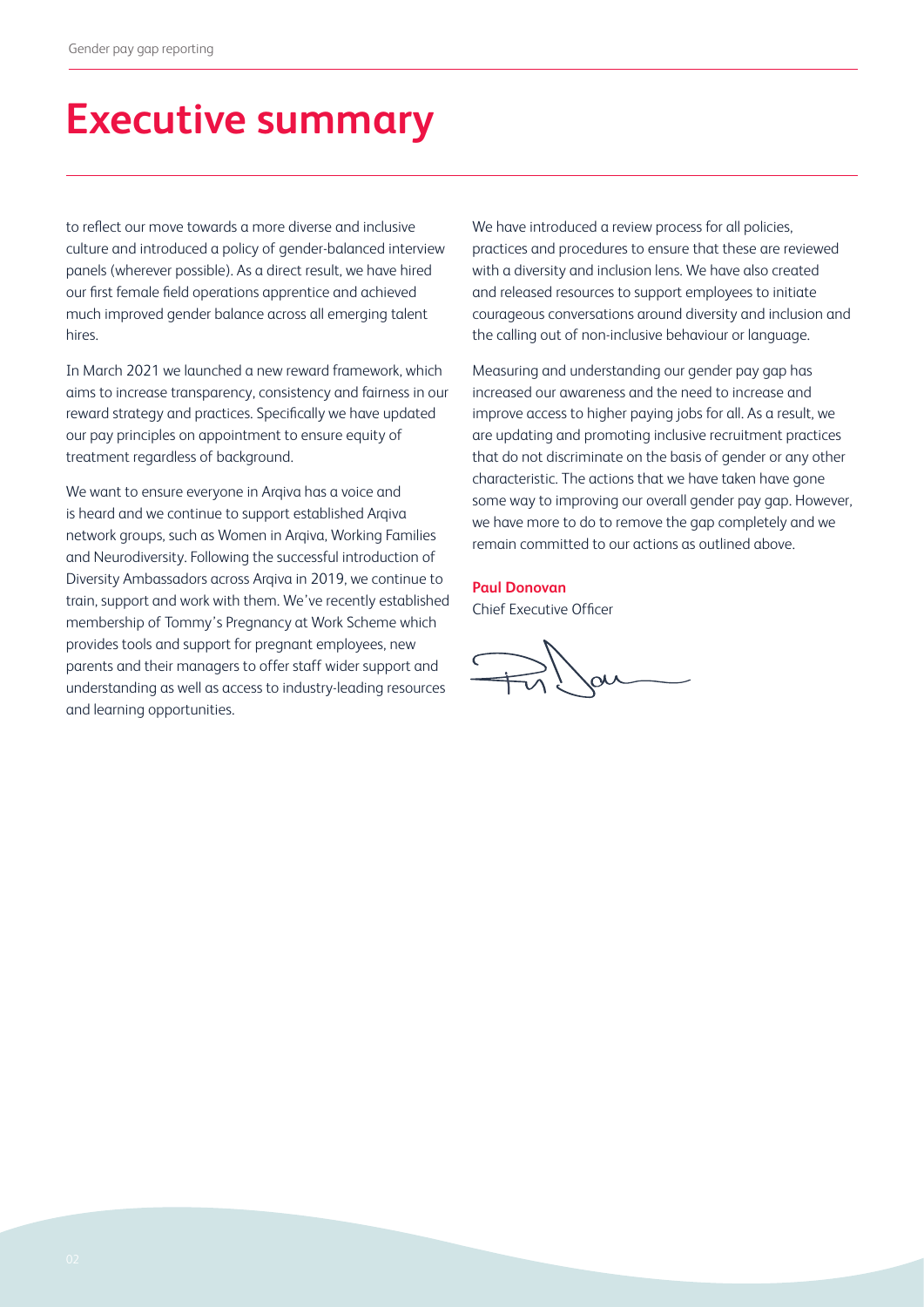# Executive summary

to reflect our move towards a more diverse and inclusive culture and introduced a policy of gender-balanced interview panels (wherever possible). As a direct result, we have hired our first female field operations apprentice and achieved much improved gender balance across all emerging talent hires.

In March 2021 we launched a new reward framework, which aims to increase transparency, consistency and fairness in our reward strategy and practices. Specifically we have updated our pay principles on appointment to ensure equity of treatment regardless of background.

We want to ensure everyone in Arqiva has a voice and is heard and we continue to support established Arqiva network groups, such as Women in Arqiva, Working Families and Neurodiversity. Following the successful introduction of Diversity Ambassadors across Arqiva in 2019, we continue to train, support and work with them. We've recently established membership of Tommy's Pregnancy at Work Scheme which provides tools and support for pregnant employees, new parents and their managers to offer staff wider support and understanding as well as access to industry-leading resources and learning opportunities.

We have introduced a review process for all policies, practices and procedures to ensure that these are reviewed with a diversity and inclusion lens. We have also created and released resources to support employees to initiate courageous conversations around diversity and inclusion and the calling out of non-inclusive behaviour or language.

Measuring and understanding our gender pay gap has increased our awareness and the need to increase and improve access to higher paying jobs for all. As a result, we are updating and promoting inclusive recruitment practices that do not discriminate on the basis of gender or any other characteristic. The actions that we have taken have gone some way to improving our overall gender pay gap. However, we have more to do to remove the gap completely and we remain committed to our actions as outlined above.

**Paul Donovan**
Chief Executive Officer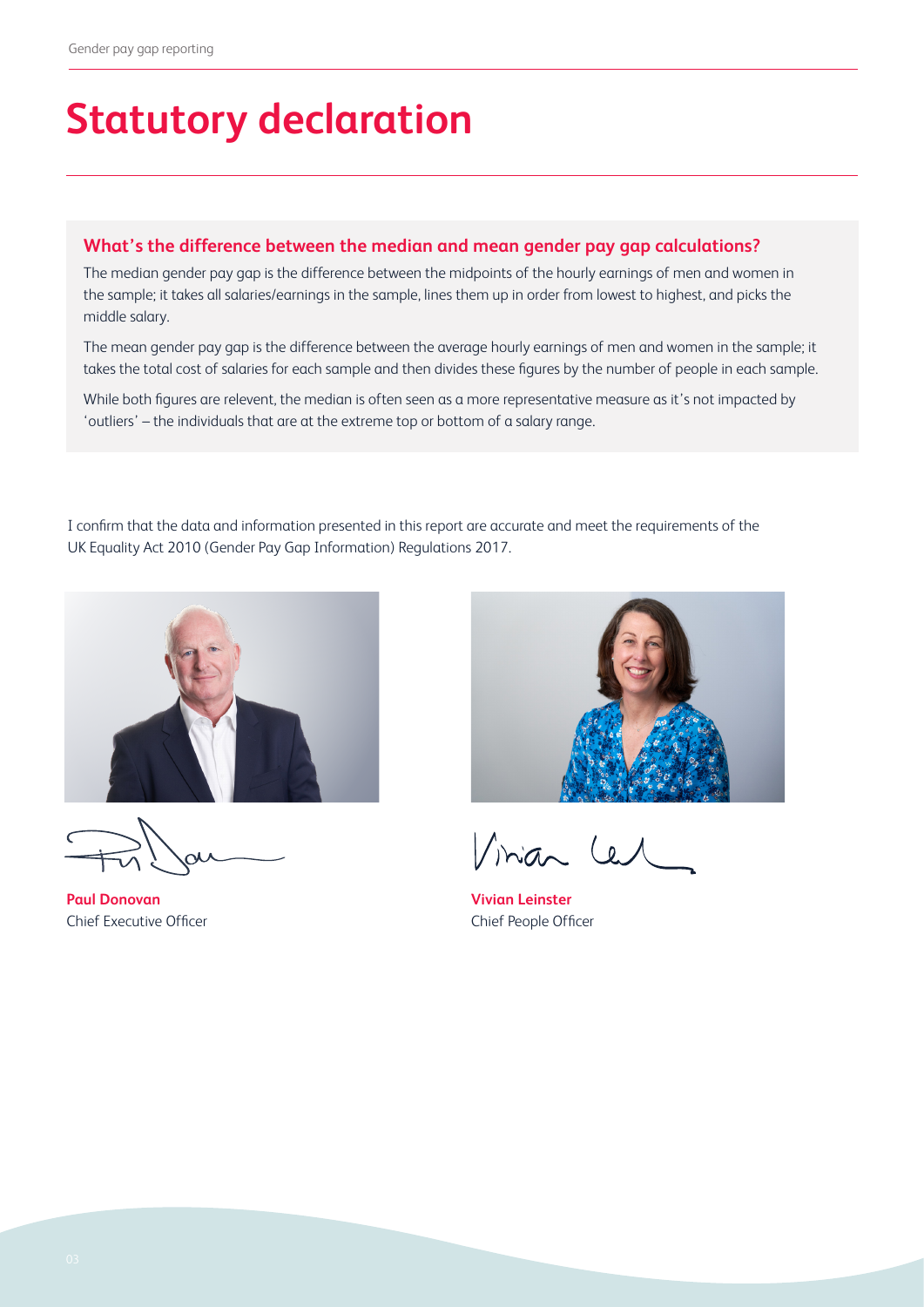# Statutory declaration

### What's the difference between the median and mean gender pay gap calculations?

The median gender pay gap is the difference between the midpoints of the hourly earnings of men and women in the sample; it takes all salaries/earnings in the sample, lines them up in order from lowest to highest, and picks the middle salary.

The mean gender pay gap is the difference between the average hourly earnings of men and women in the sample; it takes the total cost of salaries for each sample and then divides these figures by the number of people in each sample.

While both figures are relevent, the median is often seen as a more representative measure as it's not impacted by 'outliers' – the individuals that are at the extreme top or bottom of a salary range.

I confirm that the data and information presented in this report are accurate and meet the requirements of the UK Equality Act 2010 (Gender Pay Gap Information) Regulations 2017.

**Paul Donovan**
Chief Executive Officer

**Vivian Leinster**
Chief People Officer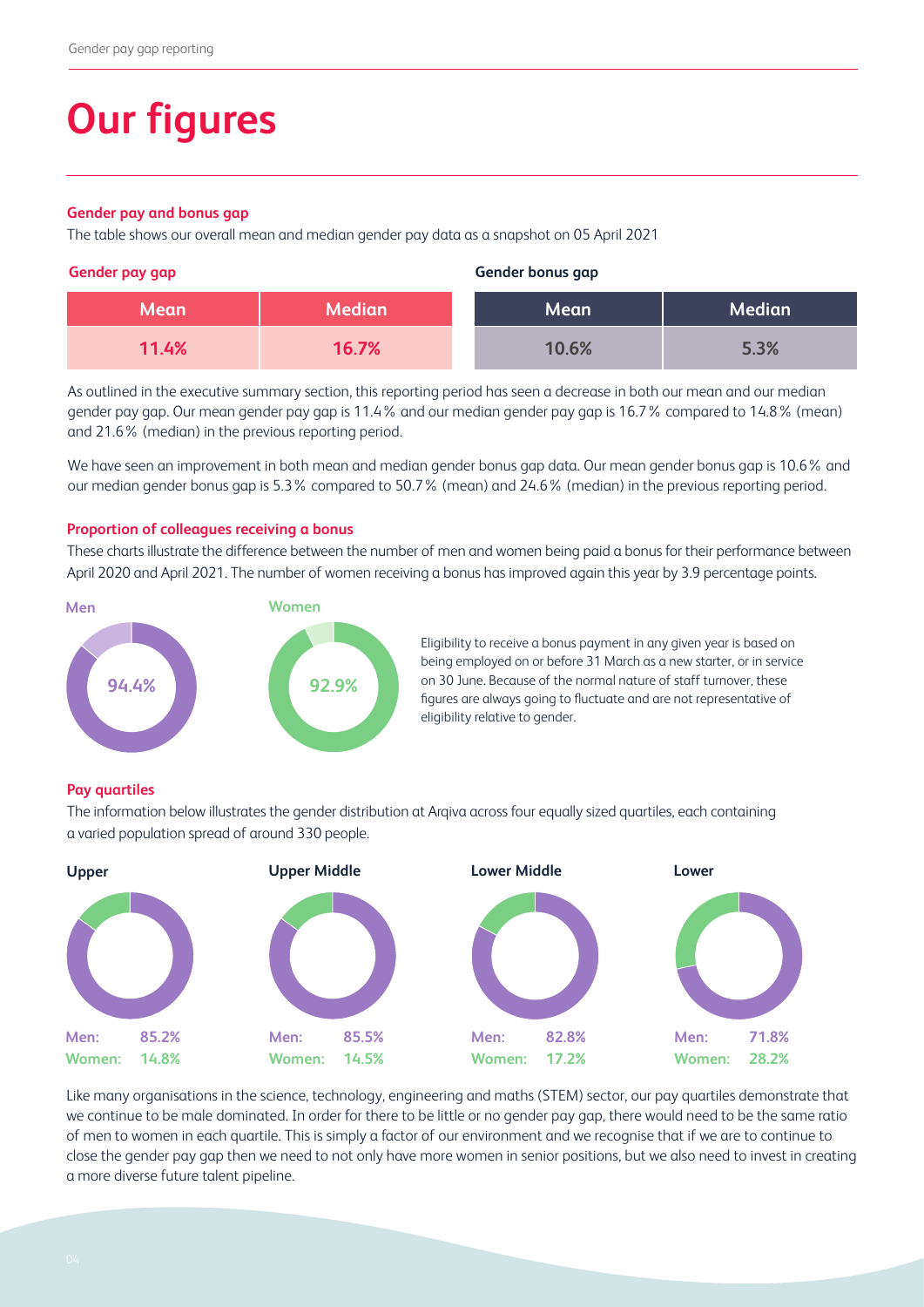# Our figures

### Gender pay and bonus gap

The table shows our overall mean and median gender pay data as a snapshot on 05 April 2021

**Gender pay gap**

| Mean | Median |
|---|---|
| 11.4% | 16.7% |

**Gender bonus gap**

| Mean | Median |
|---|---|
| 10.6% | 5.3% |

As outlined in the executive summary section, this reporting period has seen a decrease in both our mean and our median gender pay gap. Our mean gender pay gap is 11.4% and our median gender pay gap is 16.7% compared to 14.8% (mean) and 21.6% (median) in the previous reporting period.

We have seen an improvement in both mean and median gender bonus gap data. Our mean gender bonus gap is 10.6% and our median gender bonus gap is 5.3% compared to 50.7% (mean) and 24.6% (median) in the previous reporting period.

### Proportion of colleagues receiving a bonus

These charts illustrate the difference between the number of men and women being paid a bonus for their performance between April 2020 and April 2021. The number of women receiving a bonus has improved again this year by 3.9 percentage points.

**Men**

94.4%

**Women**

92.9%

Eligibility to receive a bonus payment in any given year is based on being employed on or before 31 March as a new starter, or in service on 30 June. Because of the normal nature of staff turnover, these figures are always going to fluctuate and are not representative of eligibility relative to gender.

### Pay quartiles

The information below illustrates the gender distribution at Arqiva across four equally sized quartiles, each containing a varied population spread of around 330 people.

| | Upper | Upper Middle | Lower Middle | Lower |
|---|---|---|---|---|
| Men: | 85.2% | 85.5% | 82.8% | 71.8% |
| Women: | 14.8% | 14.5% | 17.2% | 28.2% |

Like many organisations in the science, technology, engineering and maths (STEM) sector, our pay quartiles demonstrate that we continue to be male dominated. In order for there to be little or no gender pay gap, there would need to be the same ratio of men to women in each quartile. This is simply a factor of our environment and we recognise that if we are to continue to close the gender pay gap then we need to not only have more women in senior positions, but we also need to invest in creating a more diverse future talent pipeline.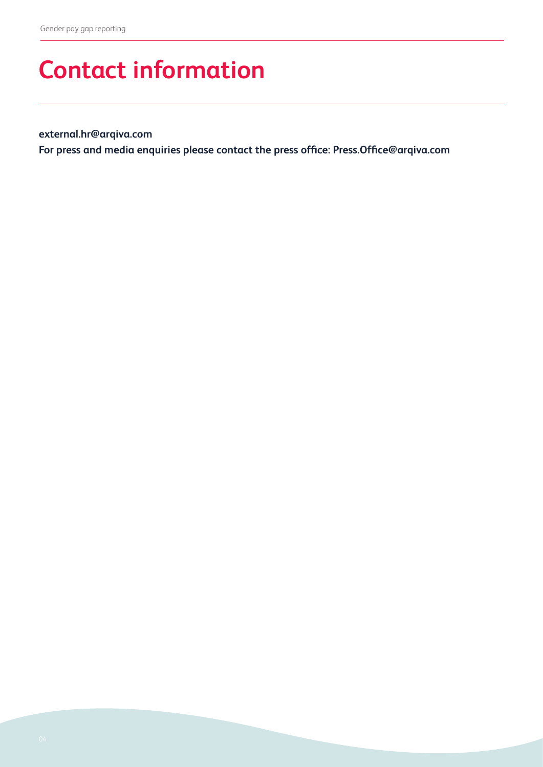# Contact information

**external.hr@arqiva.com**

**For press and media enquiries please contact the press office: Press.Office@arqiva.com**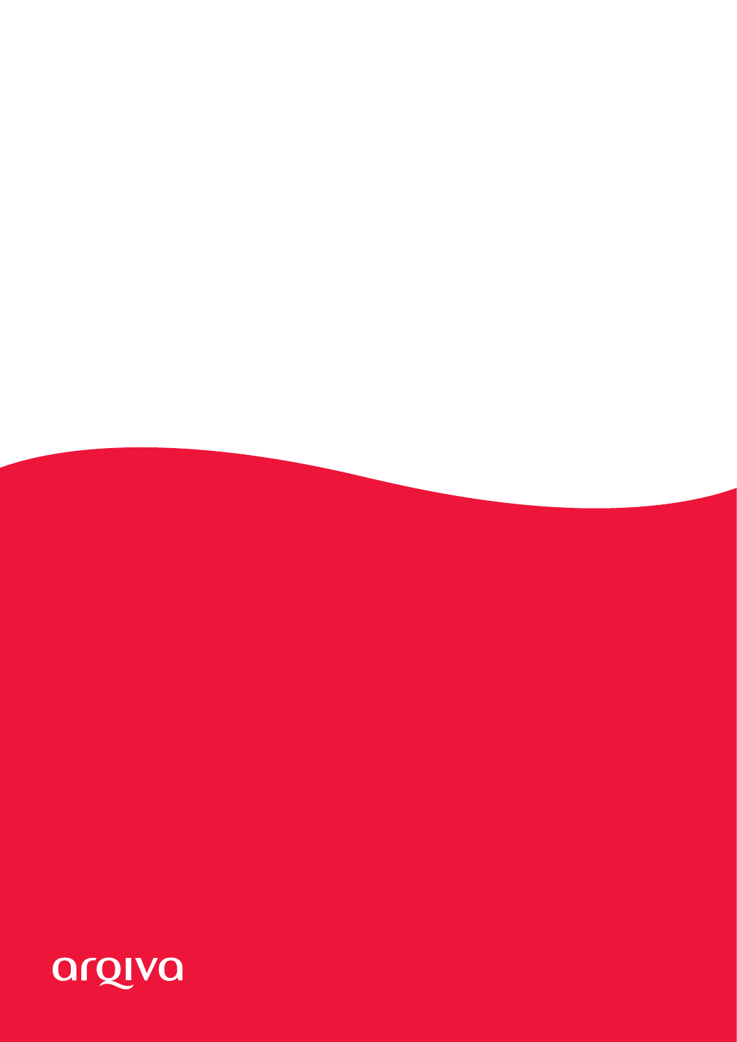arqiva